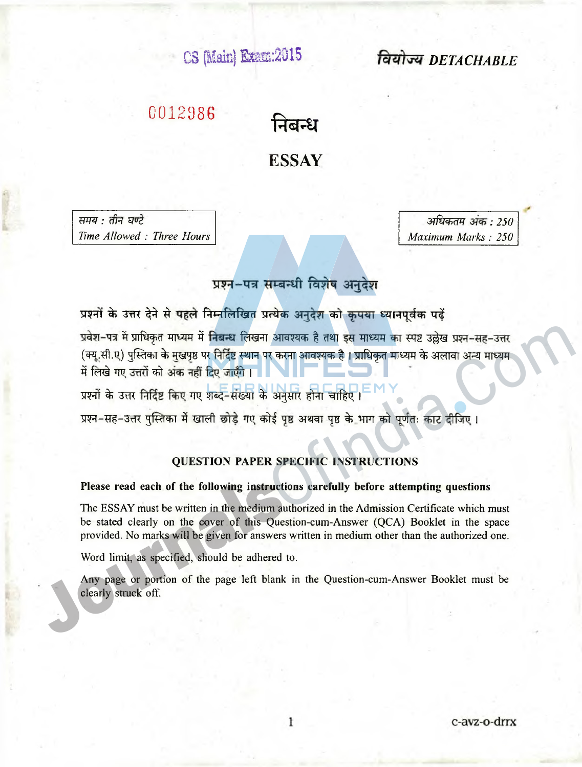CS (Main) Exam:2015

वियोज्य DETACHABLE

0012986

# निबन्ध

# ESSAY

| समय : तीन घण्टे | अधिकतम अंक : 250 |
| --- | --- |
| Time Allowed : Three Hours | Maximum Marks : 250 |

## प्रश्न–पत्र सम्बन्धी विशेष अनुदेश

**प्रश्नों के उत्तर देने से पहले निम्नलिखित प्रत्येक अनुदेश को कृपया ध्यानपूर्वक पढ़ें**

प्रवेश–पत्र में प्राधिकृत माध्यम में निबन्ध लिखना आवश्यक है तथा इस माध्यम का स्पष्ट उल्लेख प्रश्न–सह–उत्तर (क्यू.सी.ए) पुस्तिका के मुखपृष्ठ पर निर्दिष्ट स्थान पर करना आवश्यक है। प्राधिकृत माध्यम के अलावा अन्य माध्यम में लिखे गए उत्तरों को अंक नहीं दिए जाएँगे।

प्रश्नों के उत्तर निर्दिष्ट किए गए शब्द–संख्या के अनुसार होना चाहिए।

प्रश्न–सह–उत्तर पुस्तिका में खाली छोड़े गए कोई पृष्ठ अथवा पृष्ठ के भाग को पूर्णतः काट दीजिए।

## QUESTION PAPER SPECIFIC INSTRUCTIONS

**Please read each of the following instructions carefully before attempting questions**

The ESSAY must be written in the medium authorized in the Admission Certificate which must be stated clearly on the cover of this Question-cum-Answer (QCA) Booklet in the space provided. No marks will be given for answers written in medium other than the authorized one.

Word limit, as specified, should be adhered to.

Any page or portion of the page left blank in the Question-cum-Answer Booklet must be clearly struck off.

c-avz-o-drrx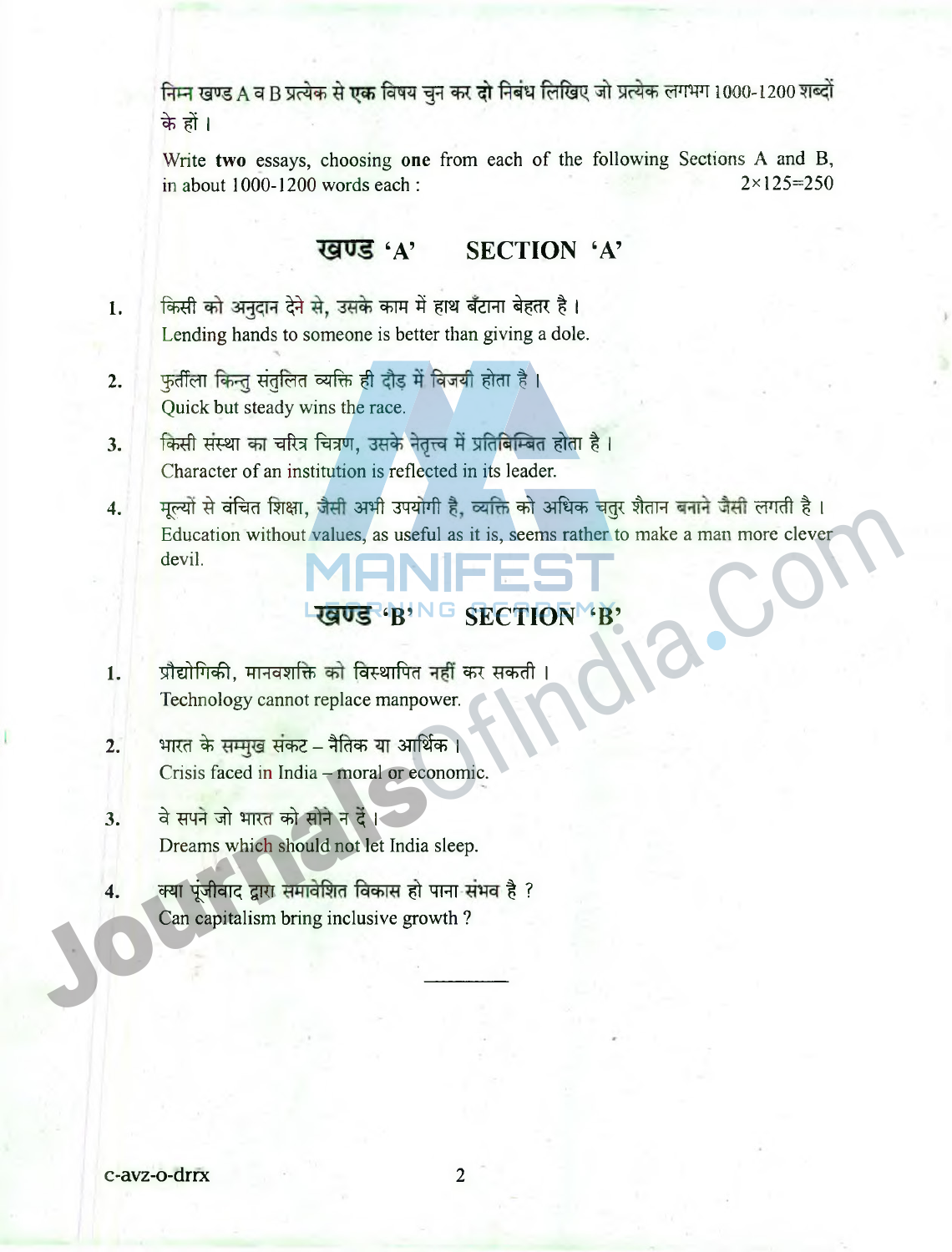निम्न खण्ड A व B प्रत्येक से **एक** विषय चुन कर **दो** निबंध लिखिए जो प्रत्येक लगभग 1000-1200 शब्दों के हों ।

Write **two** essays, choosing **one** from each of the following Sections A and B, in about 1000-1200 words each : 2×125=250

## खण्ड 'A' SECTION 'A'

1. किसी को अनुदान देने से, उसके काम में हाथ बँटाना बेहतर है ।
   Lending hands to someone is better than giving a dole.

2. फुर्तीला किन्तु संतुलित व्यक्ति ही दौड़ में विजयी होता है ।
   Quick but steady wins the race.

3. किसी संस्था का चरित्र चित्रण, उसके नेतृत्त्व में प्रतिबिम्बित होता है ।
   Character of an institution is reflected in its leader.

4. मूल्यों से वंचित शिक्षा, जैसी अभी उपयोगी है, व्यक्ति को अधिक चतुर शैतान बनाने जैसी लगती है ।
   Education without values, as useful as it is, seems rather to make a man more clever devil.

## खण्ड 'B' SECTION 'B'

1. प्रौद्योगिकी, मानवशक्ति को विस्थापित नहीं कर सकती ।
   Technology cannot replace manpower.

2. भारत के सम्मुख संकट – नैतिक या आर्थिक ।
   Crisis faced in India – moral or economic.

3. वे सपने जो भारत को सोने न दें ।
   Dreams which should not let India sleep.

4. क्या पूंजीवाद द्वारा समावेशित विकास हो पाना संभव है ?
   Can capitalism bring inclusive growth ?

c-avz-o-drrx